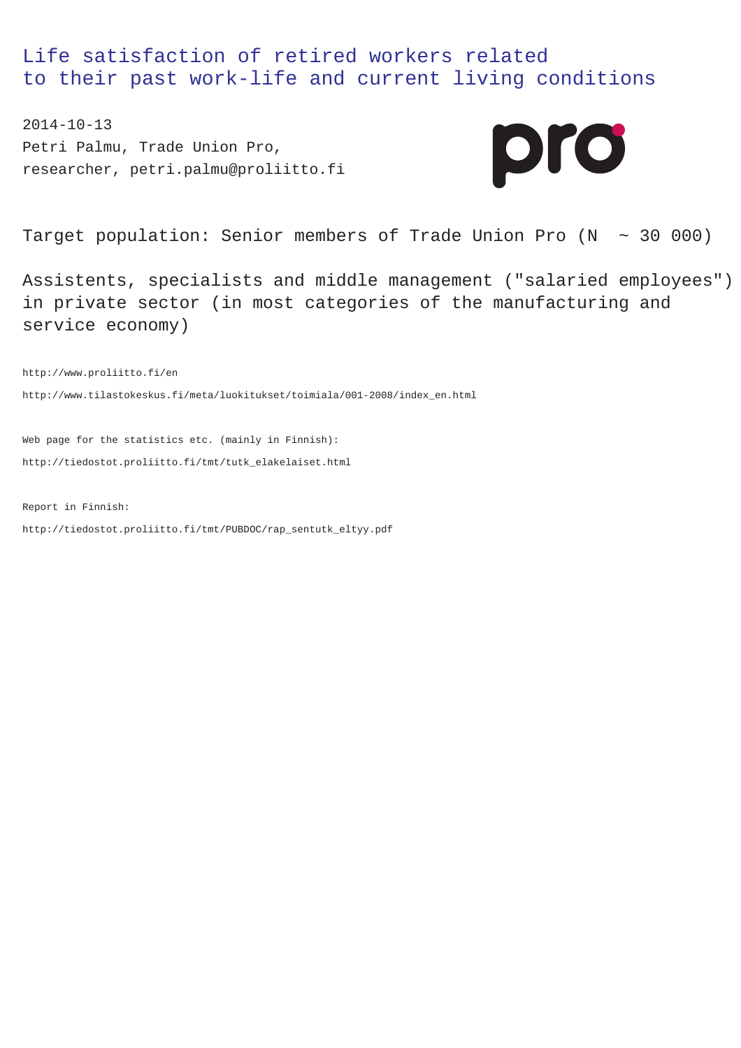# Life satisfaction of retired workers related to their past work-life and current living conditions

2014-10-13
Petri Palmu, Trade Union Pro,
researcher, petri.palmu@proliitto.fi

Target population: Senior members of Trade Union Pro (N ~ 30 000)

Assistents, specialists and middle management ("salaried employees") in private sector (in most categories of the manufacturing and service economy)

http://www.proliitto.fi/en

http://www.tilastokeskus.fi/meta/luokitukset/toimiala/001-2008/index_en.html

Web page for the statistics etc. (mainly in Finnish):

http://tiedostot.proliitto.fi/tmt/tutk_elakelaiset.html

Report in Finnish:

http://tiedostot.proliitto.fi/tmt/PUBDOC/rap_sentutk_eltyy.pdf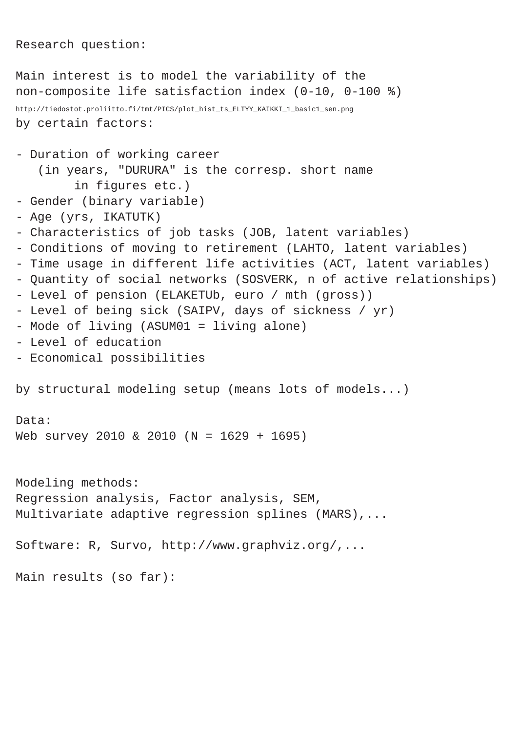Research question:

Main interest is to model the variability of the non-composite life satisfaction index (0-10, 0-100 %)

http://tiedostot.proliitto.fi/tmt/PICS/plot_hist_ts_ELTYY_KAIKKI_1_basic1_sen.png

by certain factors:

- Duration of working career (in years, "DURURA" is the corresp. short name in figures etc.)
- Gender (binary variable)
- Age (yrs, IKATUTK)
- Characteristics of job tasks (JOB, latent variables)
- Conditions of moving to retirement (LAHTO, latent variables)
- Time usage in different life activities (ACT, latent variables)
- Quantity of social networks (SOSVERK, n of active relationships)
- Level of pension (ELAKETUb, euro / mth (gross))
- Level of being sick (SAIPV, days of sickness / yr)
- Mode of living (ASUM01 = living alone)
- Level of education
- Economical possibilities

by structural modeling setup (means lots of models...)

Data:

Web survey 2010 & 2010 (N = 1629 + 1695)

Modeling methods:

Regression analysis, Factor analysis, SEM, Multivariate adaptive regression splines (MARS),...

Software: R, Survo, http://www.graphviz.org/,...

Main results (so far):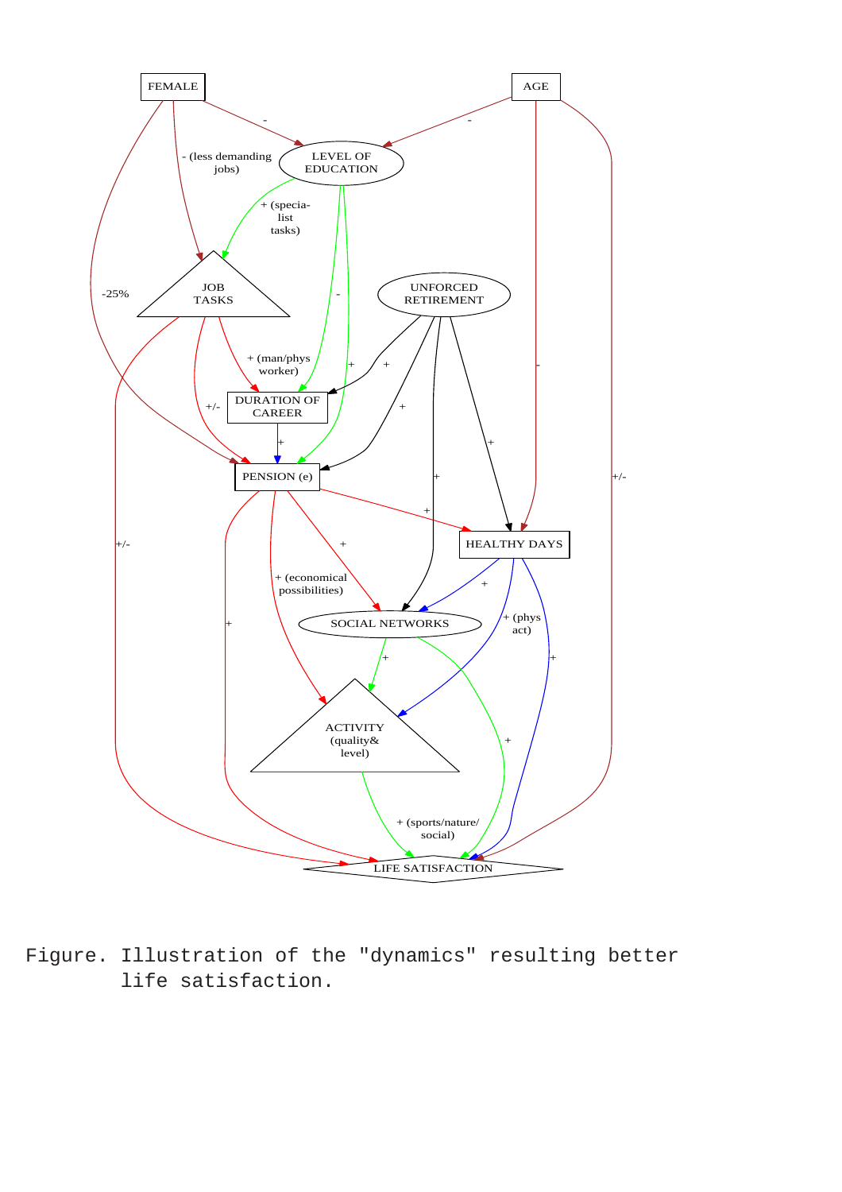Figure. Illustration of the "dynamics" resulting better life satisfaction.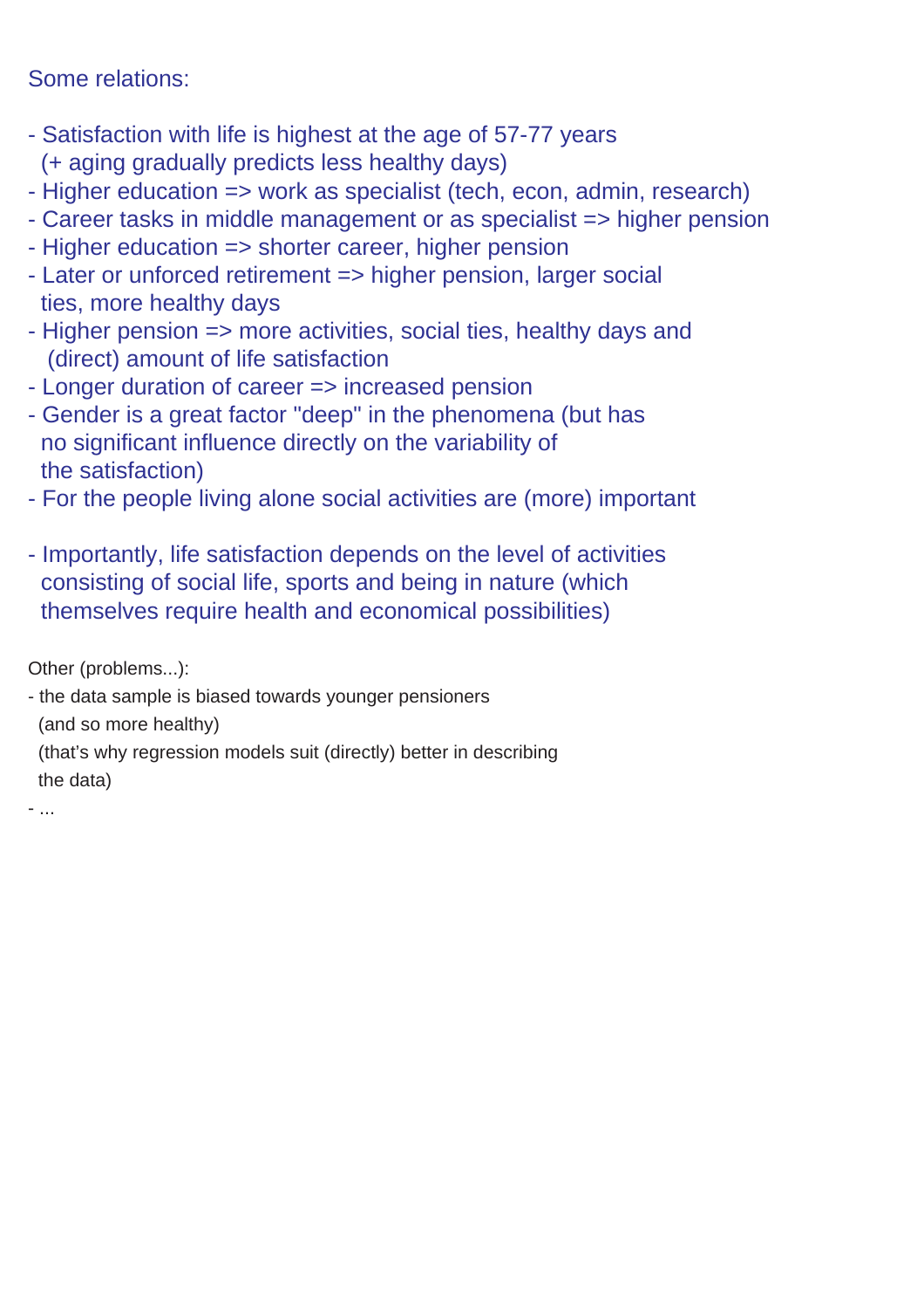Some relations:

- Satisfaction with life is highest at the age of 57-77 years (+ aging gradually predicts less healthy days)
- Higher education => work as specialist (tech, econ, admin, research)
- Career tasks in middle management or as specialist => higher pension
- Higher education => shorter career, higher pension
- Later or unforced retirement => higher pension, larger social ties, more healthy days
- Higher pension => more activities, social ties, healthy days and (direct) amount of life satisfaction
- Longer duration of career => increased pension
- Gender is a great factor "deep" in the phenomena (but has no significant influence directly on the variability of the satisfaction)
- For the people living alone social activities are (more) important

- Importantly, life satisfaction depends on the level of activities consisting of social life, sports and being in nature (which themselves require health and economical possibilities)

Other (problems...):

- the data sample is biased towards younger pensioners (and so more healthy) (that's why regression models suit (directly) better in describing the data)
- ...